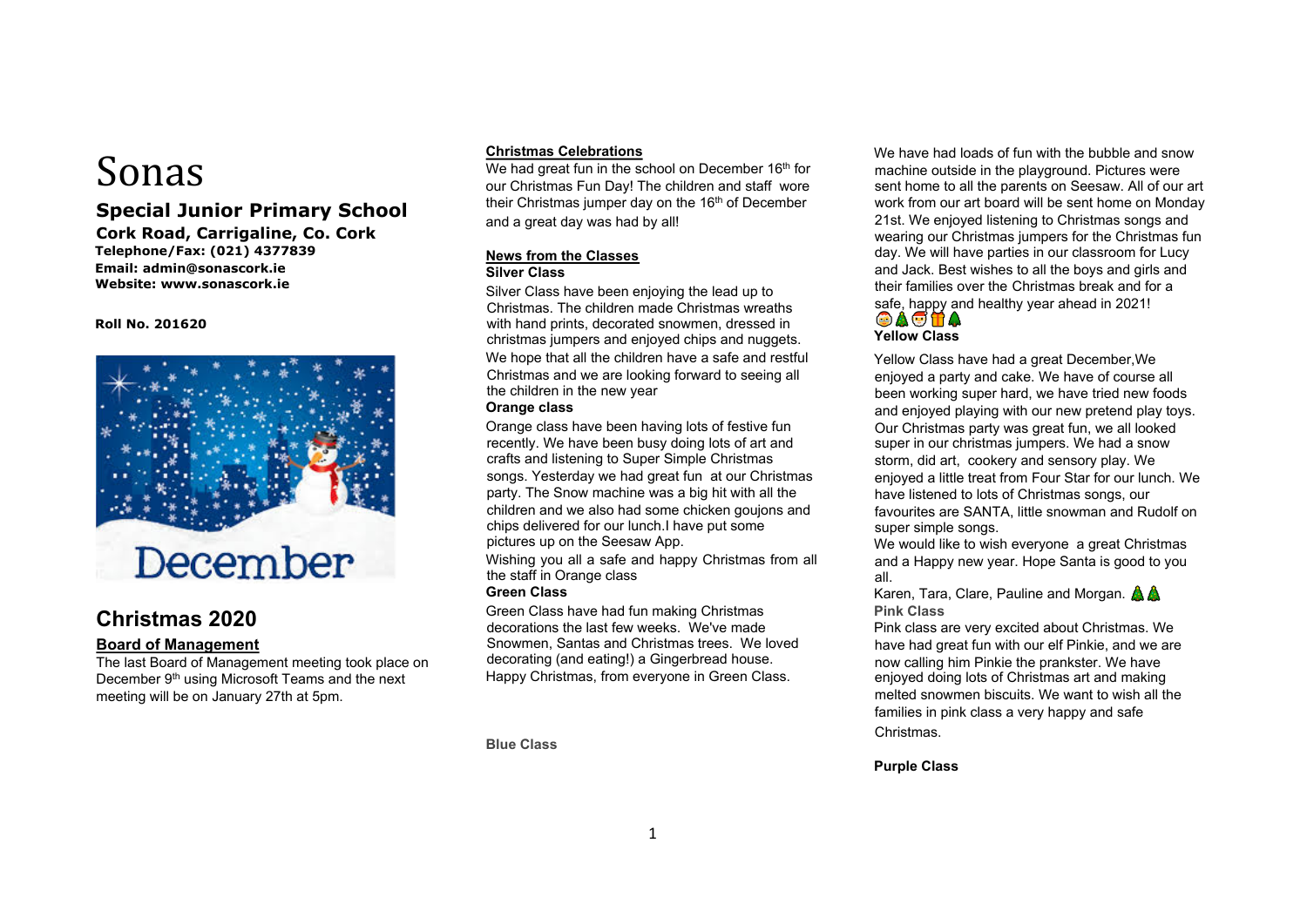# Sonas

## Special Junior Primary School

**Cork Road, Carrigaline, Co. Cork**
**Telephone/Fax: (021) 4377839**
**Email: admin@sonascork.ie**
**Website: www.sonascork.ie**

**Roll No. 201620**

December

## Christmas 2020

### Board of Management

The last Board of Management meeting took place on December 9th using Microsoft Teams and the next meeting will be on January 27th at 5pm.

### Christmas Celebrations

We had great fun in the school on December 16th for our Christmas Fun Day! The children and staff wore their Christmas jumper day on the 16th of December and a great day was had by all!

### News from the Classes

**Silver Class**

Silver Class have been enjoying the lead up to Christmas. The children made Christmas wreaths with hand prints, decorated snowmen, dressed in christmas jumpers and enjoyed chips and nuggets. We hope that all the children have a safe and restful Christmas and we are looking forward to seeing all the children in the new year

**Orange class**

Orange class have been having lots of festive fun recently. We have been busy doing lots of art and crafts and listening to Super Simple Christmas songs. Yesterday we had great fun at our Christmas party. The Snow machine was a big hit with all the children and we also had some chicken goujons and chips delivered for our lunch.I have put some pictures up on the Seesaw App.

Wishing you all a safe and happy Christmas from all the staff in Orange class

**Green Class**

Green Class have had fun making Christmas decorations the last few weeks. We've made Snowmen, Santas and Christmas trees. We loved decorating (and eating!) a Gingerbread house. Happy Christmas, from everyone in Green Class.

**Blue Class**

We have had loads of fun with the bubble and snow machine outside in the playground. Pictures were sent home to all the parents on Seesaw. All of our art work from our art board will be sent home on Monday 21st. We enjoyed listening to Christmas songs and wearing our Christmas jumpers for the Christmas fun day. We will have parties in our classroom for Lucy and Jack. Best wishes to all the boys and girls and their families over the Christmas break and for a safe, happy and healthy year ahead in 2021! 🎅🎄🎅🎁🎄

**Yellow Class**

Yellow Class have had a great December,We enjoyed a party and cake. We have of course all been working super hard, we have tried new foods and enjoyed playing with our new pretend play toys. Our Christmas party was great fun, we all looked super in our christmas jumpers. We had a snow storm, did art, cookery and sensory play. We enjoyed a little treat from Four Star for our lunch. We have listened to lots of Christmas songs, our favourites are SANTA, little snowman and Rudolf on super simple songs.

We would like to wish everyone a great Christmas and a Happy new year. Hope Santa is good to you all.

Karen, Tara, Clare, Pauline and Morgan. 🎄🎄

**Pink Class**

Pink class are very excited about Christmas. We have had great fun with our elf Pinkie, and we are now calling him Pinkie the prankster. We have enjoyed doing lots of Christmas art and making melted snowmen biscuits. We want to wish all the families in pink class a very happy and safe Christmas.

**Purple Class**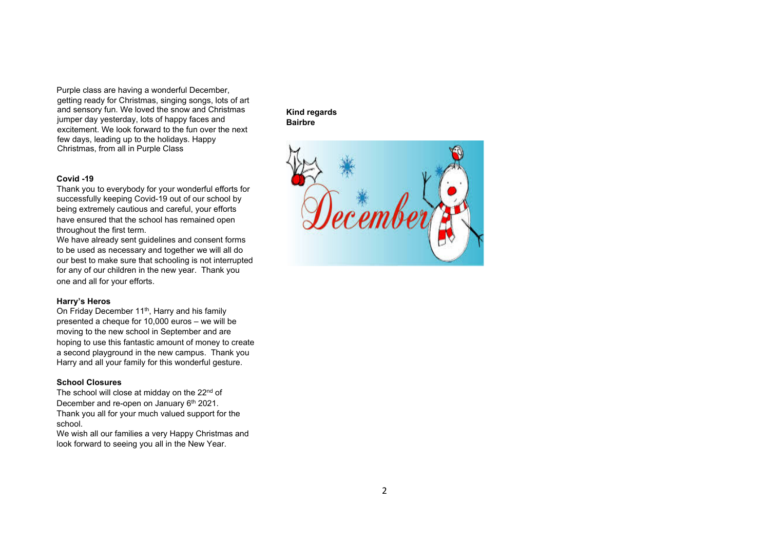Purple class are having a wonderful December, getting ready for Christmas, singing songs, lots of art and sensory fun. We loved the snow and Christmas jumper day yesterday, lots of happy faces and excitement. We look forward to the fun over the next few days, leading up to the holidays. Happy Christmas, from all in Purple Class

**Covid -19**

Thank you to everybody for your wonderful efforts for successfully keeping Covid-19 out of our school by being extremely cautious and careful, your efforts have ensured that the school has remained open throughout the first term.

We have already sent guidelines and consent forms to be used as necessary and together we will all do our best to make sure that schooling is not interrupted for any of our children in the new year. Thank you one and all for your efforts.

**Harry's Heros**

On Friday December 11th, Harry and his family presented a cheque for 10,000 euros – we will be moving to the new school in September and are hoping to use this fantastic amount of money to create a second playground in the new campus. Thank you Harry and all your family for this wonderful gesture.

**School Closures**

The school will close at midday on the 22nd of December and re-open on January 6th 2021.

Thank you all for your much valued support for the school.

We wish all our families a very Happy Christmas and look forward to seeing you all in the New Year.

**Kind regards**
**Bairbre**